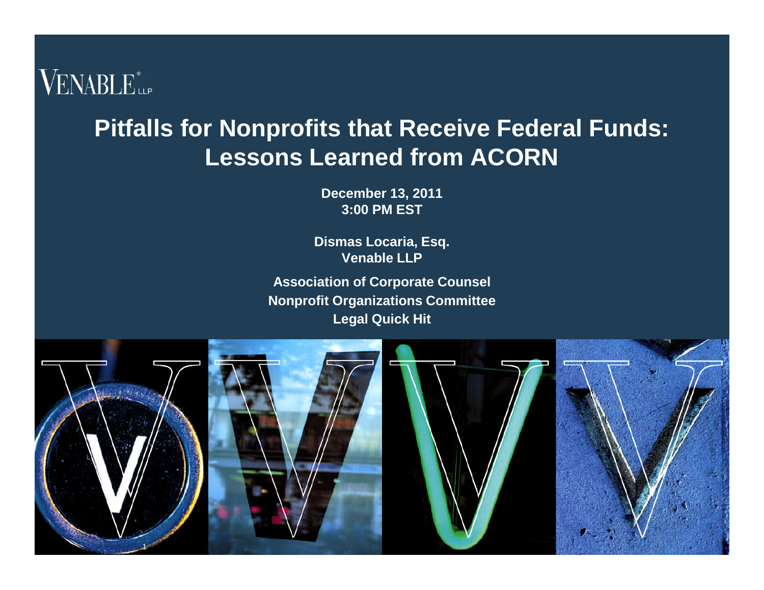VENABLE LLP

# Pitfalls for Nonprofits that Receive Federal Funds: Lessons Learned from ACORN

**December 13, 2011**
**3:00 PM EST**

**Dismas Locaria, Esq.**
**Venable LLP**

**Association of Corporate Counsel**
**Nonprofit Organizations Committee**
**Legal Quick Hit**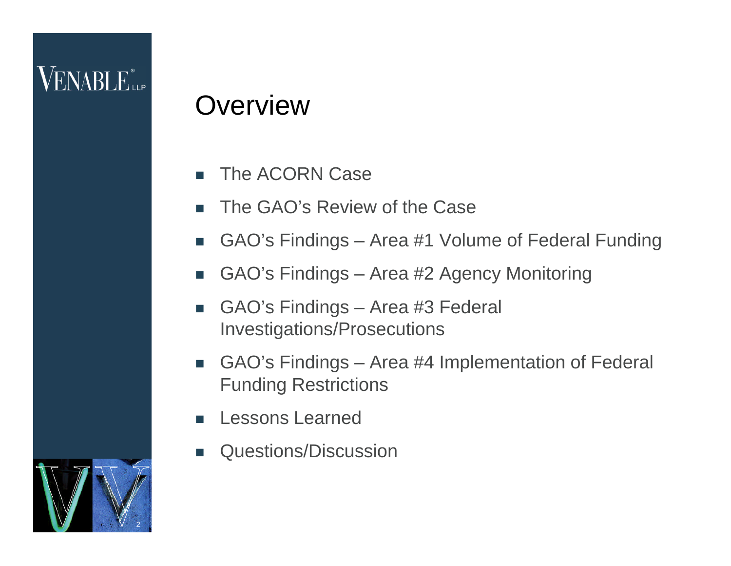# Overview

- The ACORN Case
- The GAO's Review of the Case
- GAO's Findings – Area #1 Volume of Federal Funding
- GAO's Findings – Area #2 Agency Monitoring
- GAO's Findings – Area #3 Federal Investigations/Prosecutions
- GAO's Findings – Area #4 Implementation of Federal Funding Restrictions
- Lessons Learned
- Questions/Discussion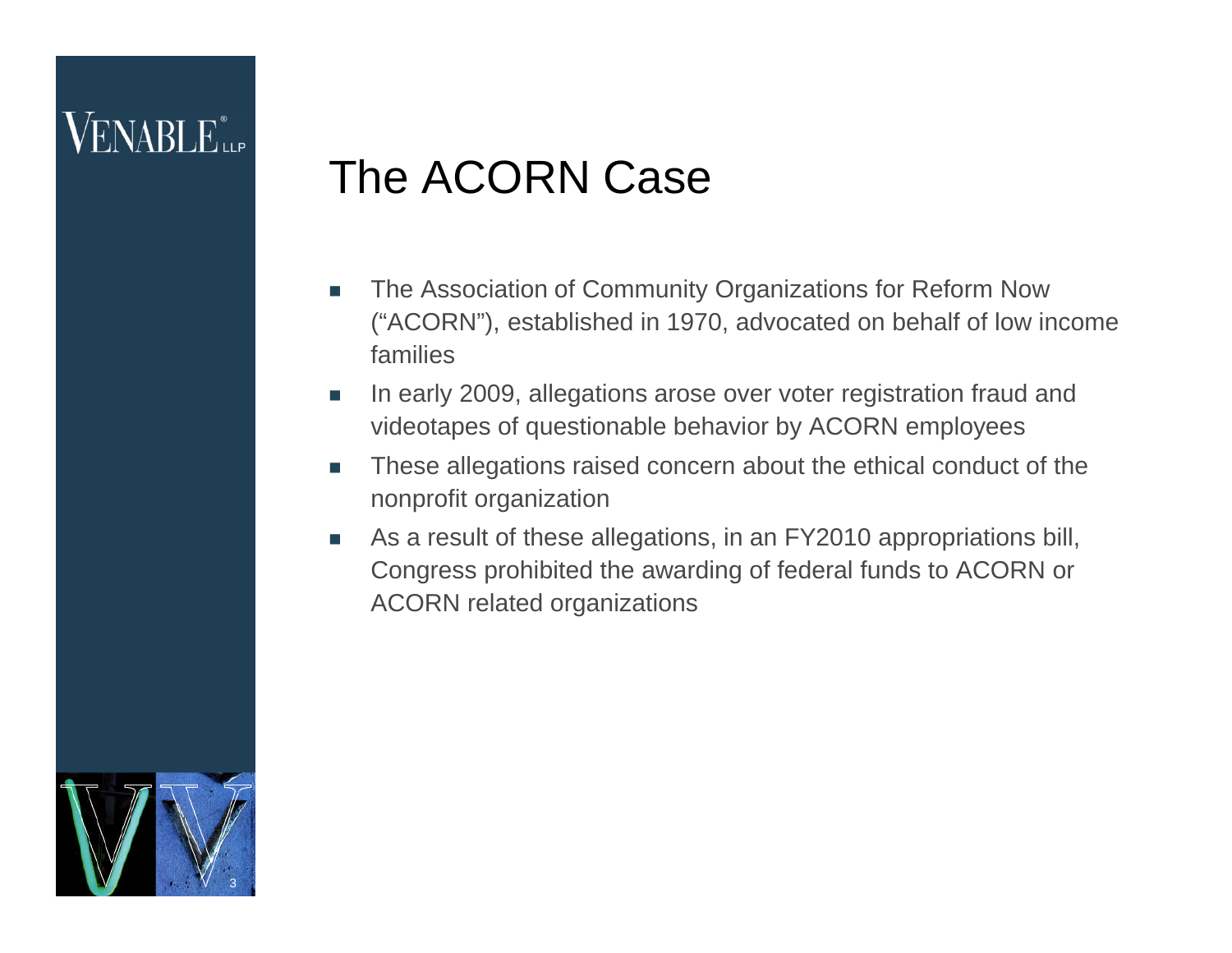# The ACORN Case

- The Association of Community Organizations for Reform Now ("ACORN"), established in 1970, advocated on behalf of low income families
- In early 2009, allegations arose over voter registration fraud and videotapes of questionable behavior by ACORN employees
- These allegations raised concern about the ethical conduct of the nonprofit organization
- As a result of these allegations, in an FY2010 appropriations bill, Congress prohibited the awarding of federal funds to ACORN or ACORN related organizations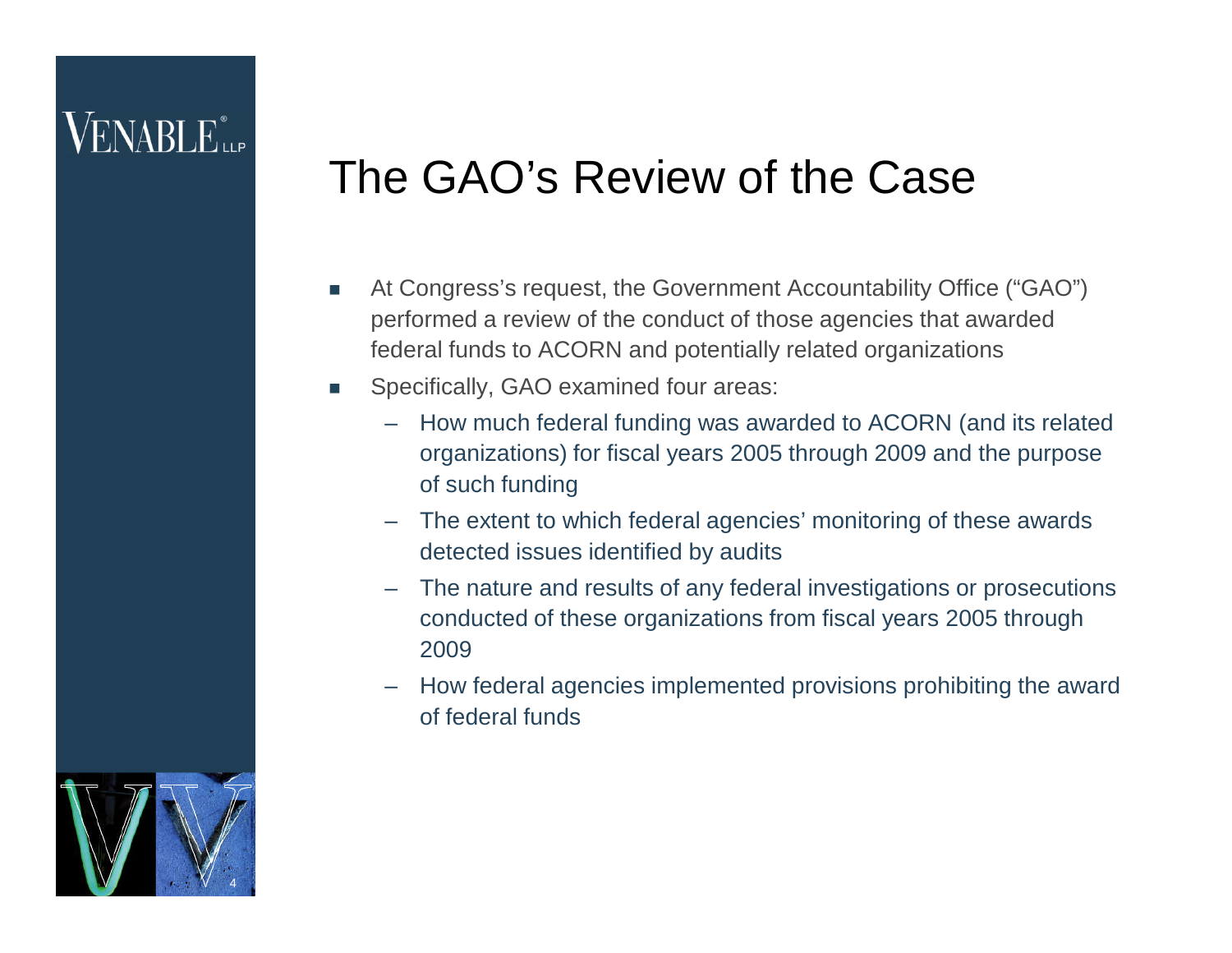# The GAO's Review of the Case

- At Congress's request, the Government Accountability Office ("GAO") performed a review of the conduct of those agencies that awarded federal funds to ACORN and potentially related organizations
- Specifically, GAO examined four areas:
  - How much federal funding was awarded to ACORN (and its related organizations) for fiscal years 2005 through 2009 and the purpose of such funding
  - The extent to which federal agencies' monitoring of these awards detected issues identified by audits
  - The nature and results of any federal investigations or prosecutions conducted of these organizations from fiscal years 2005 through 2009
  - How federal agencies implemented provisions prohibiting the award of federal funds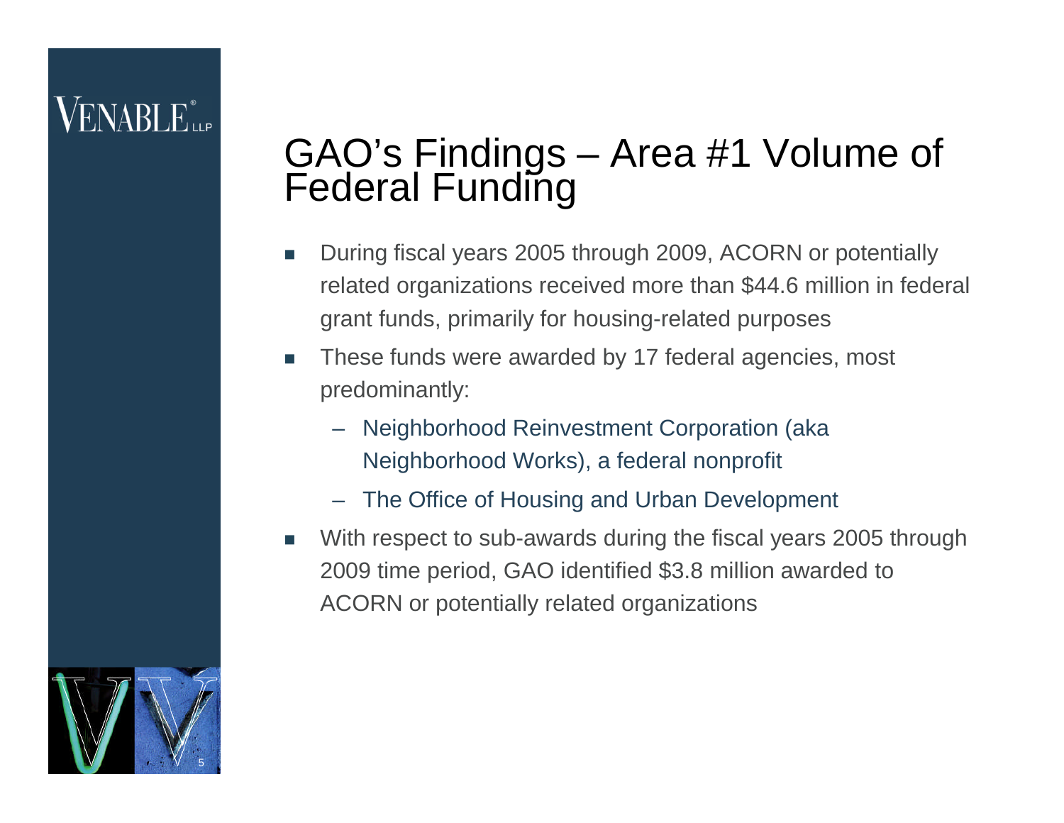# GAO's Findings – Area #1 Volume of Federal Funding

- During fiscal years 2005 through 2009, ACORN or potentially related organizations received more than $44.6 million in federal grant funds, primarily for housing-related purposes
- These funds were awarded by 17 federal agencies, most predominantly:
  - Neighborhood Reinvestment Corporation (aka Neighborhood Works), a federal nonprofit
  - The Office of Housing and Urban Development
- With respect to sub-awards during the fiscal years 2005 through 2009 time period, GAO identified $3.8 million awarded to ACORN or potentially related organizations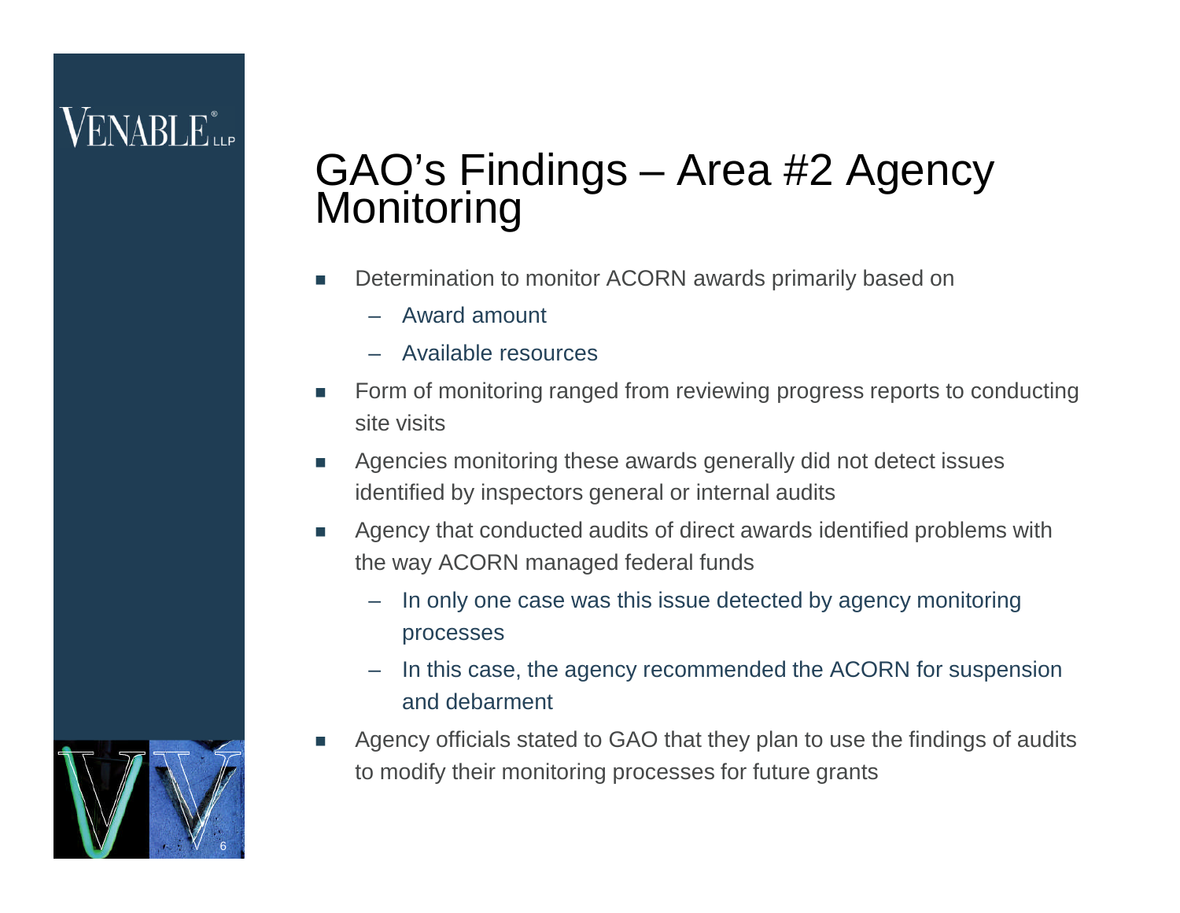# GAO's Findings – Area #2 Agency Monitoring

- Determination to monitor ACORN awards primarily based on
  - Award amount
  - Available resources
- Form of monitoring ranged from reviewing progress reports to conducting site visits
- Agencies monitoring these awards generally did not detect issues identified by inspectors general or internal audits
- Agency that conducted audits of direct awards identified problems with the way ACORN managed federal funds
  - In only one case was this issue detected by agency monitoring processes
  - In this case, the agency recommended the ACORN for suspension and debarment
- Agency officials stated to GAO that they plan to use the findings of audits to modify their monitoring processes for future grants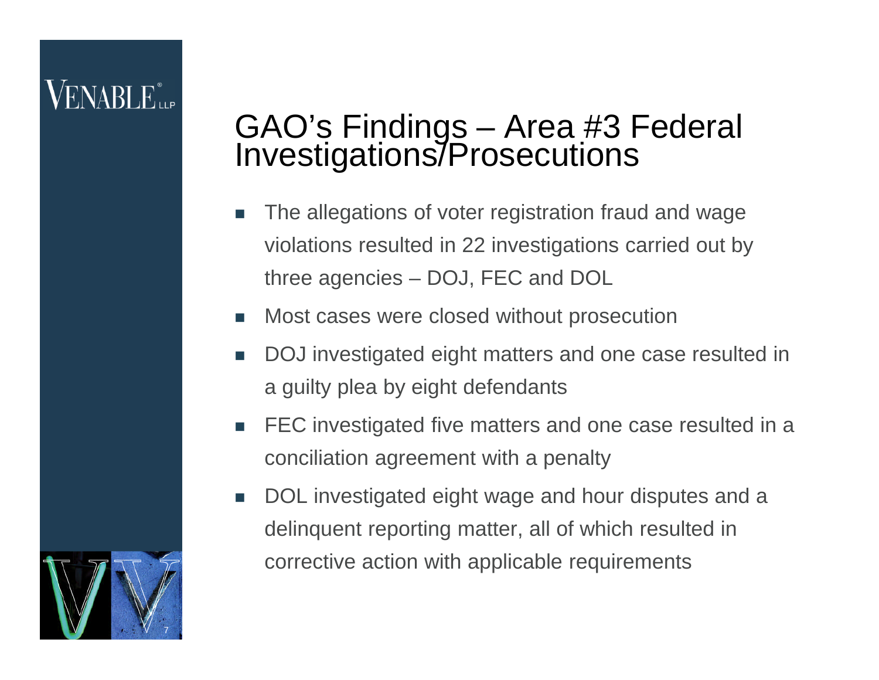# GAO's Findings – Area #3 Federal Investigations/Prosecutions

- The allegations of voter registration fraud and wage violations resulted in 22 investigations carried out by three agencies – DOJ, FEC and DOL
- Most cases were closed without prosecution
- DOJ investigated eight matters and one case resulted in a guilty plea by eight defendants
- FEC investigated five matters and one case resulted in a conciliation agreement with a penalty
- DOL investigated eight wage and hour disputes and a delinquent reporting matter, all of which resulted in corrective action with applicable requirements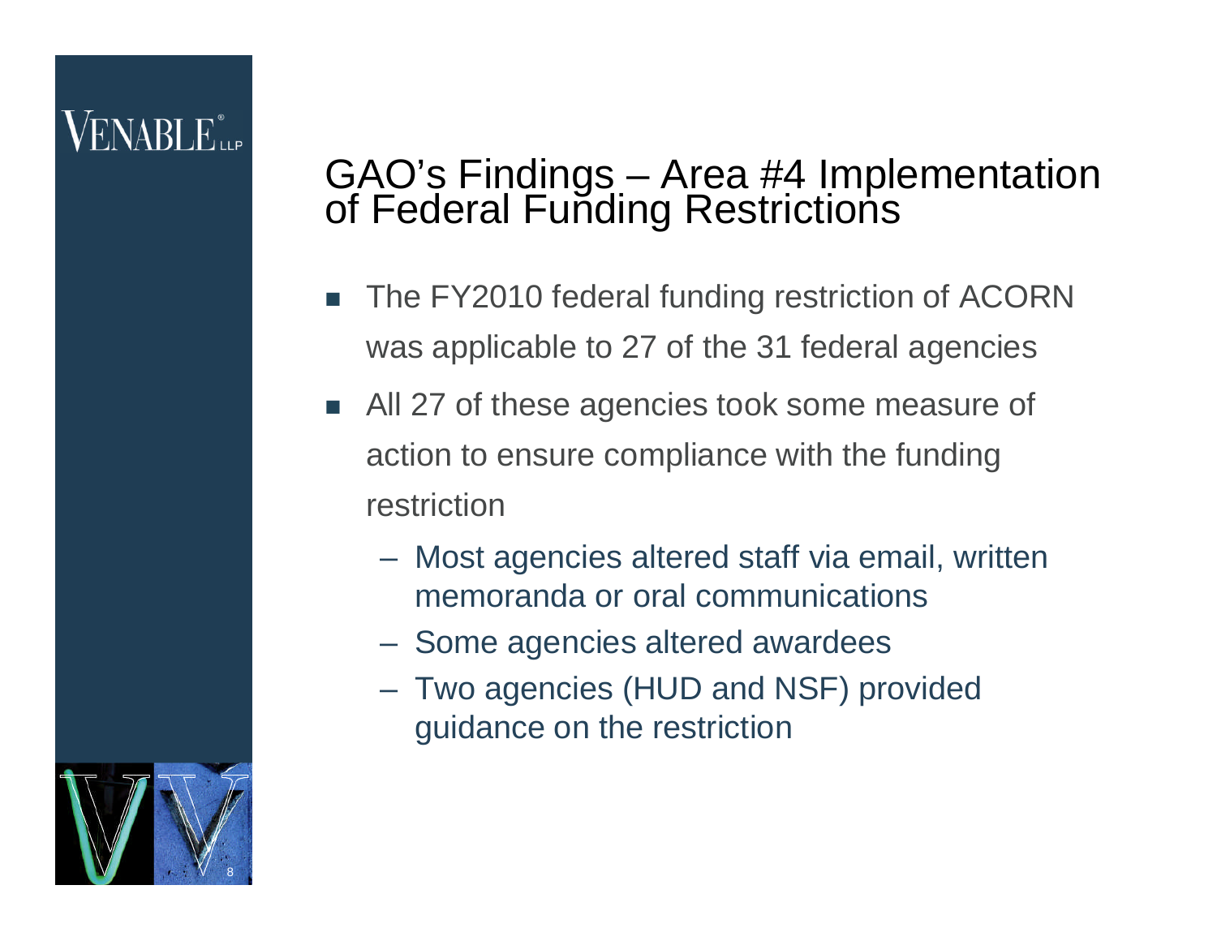# GAO's Findings – Area #4 Implementation of Federal Funding Restrictions

- The FY2010 federal funding restriction of ACORN was applicable to 27 of the 31 federal agencies
- All 27 of these agencies took some measure of action to ensure compliance with the funding restriction
  - Most agencies altered staff via email, written memoranda or oral communications
  - Some agencies altered awardees
  - Two agencies (HUD and NSF) provided guidance on the restriction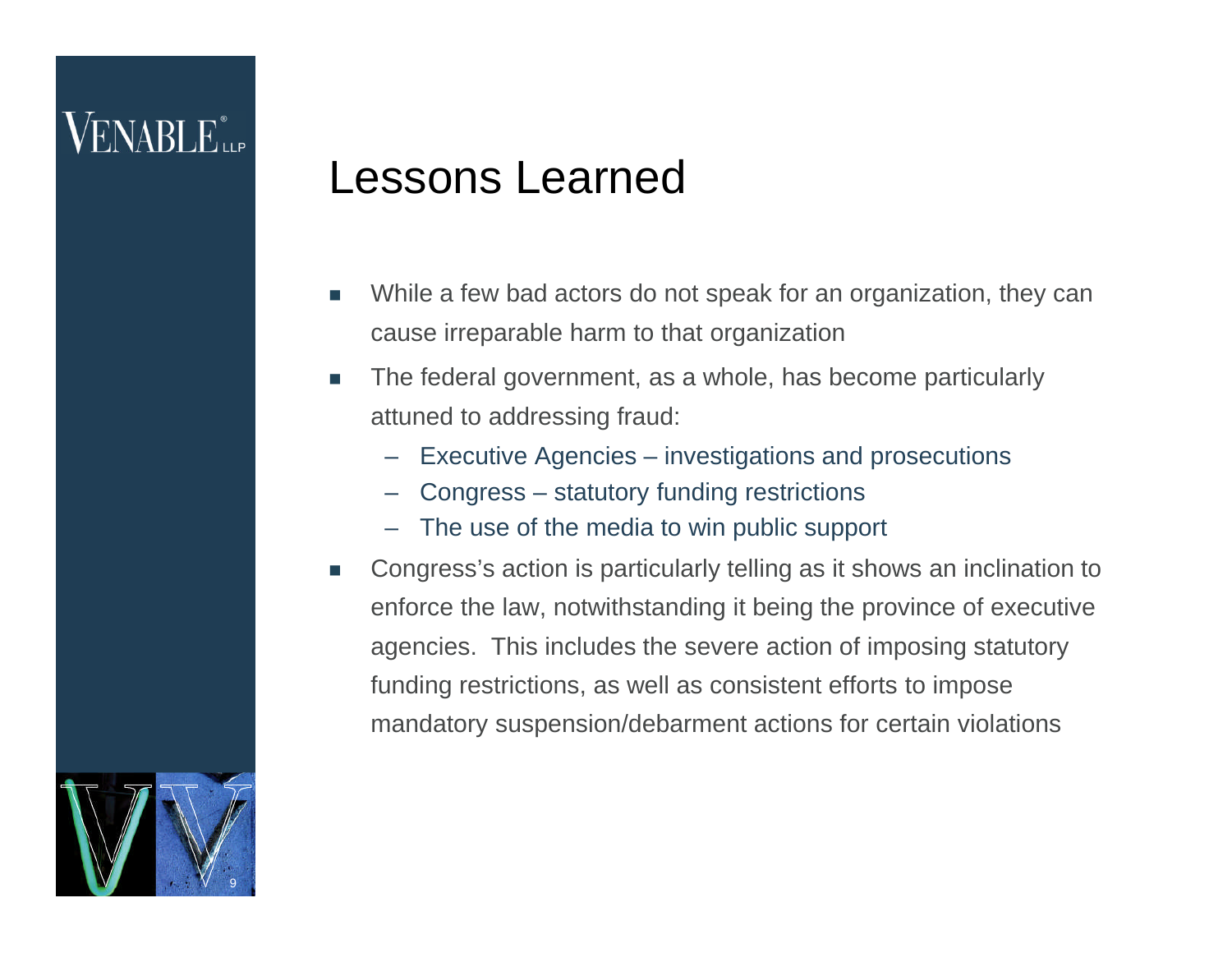# Lessons Learned

- While a few bad actors do not speak for an organization, they can cause irreparable harm to that organization
- The federal government, as a whole, has become particularly attuned to addressing fraud:
  - Executive Agencies – investigations and prosecutions
  - Congress – statutory funding restrictions
  - The use of the media to win public support
- Congress's action is particularly telling as it shows an inclination to enforce the law, notwithstanding it being the province of executive agencies. This includes the severe action of imposing statutory funding restrictions, as well as consistent efforts to impose mandatory suspension/debarment actions for certain violations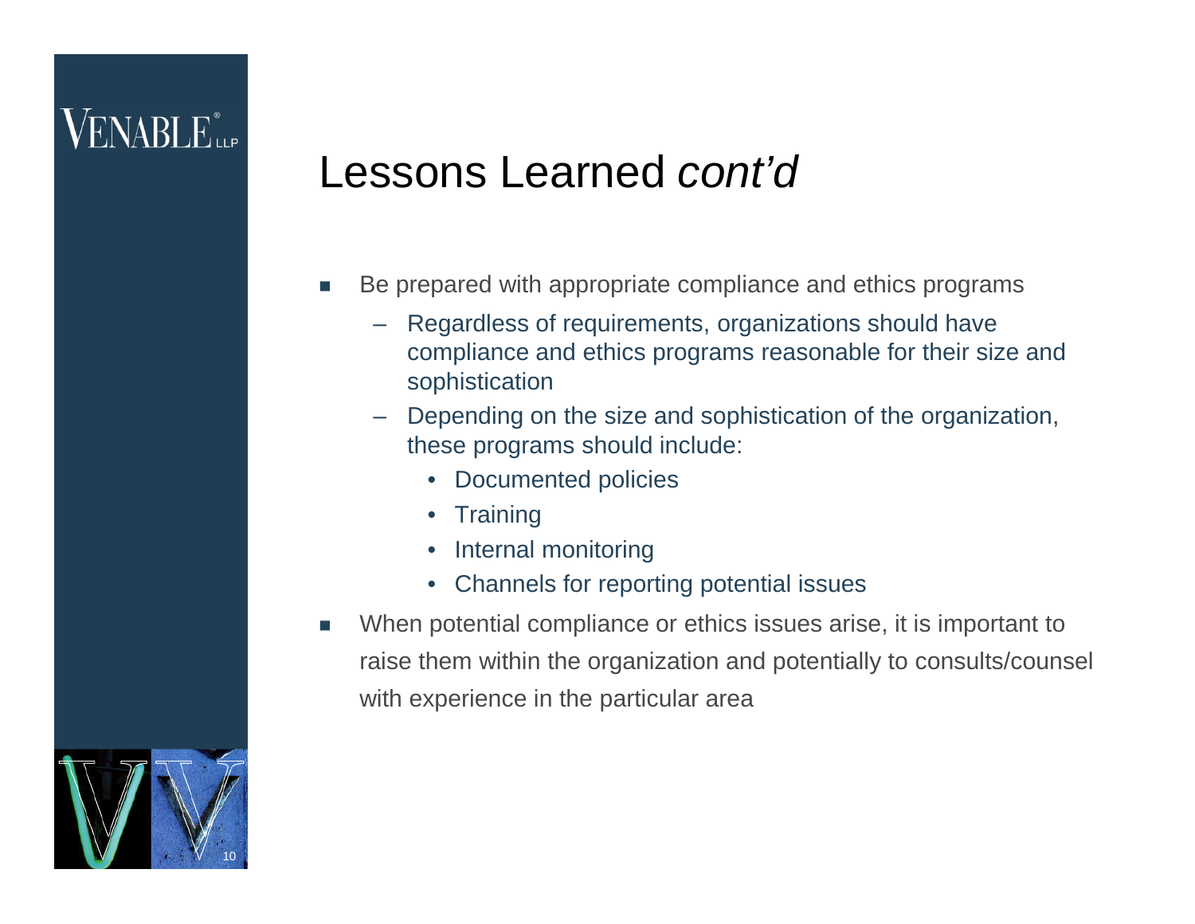# Lessons Learned *cont'd*

- Be prepared with appropriate compliance and ethics programs
  - Regardless of requirements, organizations should have compliance and ethics programs reasonable for their size and sophistication
  - Depending on the size and sophistication of the organization, these programs should include:
    - Documented policies
    - Training
    - Internal monitoring
    - Channels for reporting potential issues
- When potential compliance or ethics issues arise, it is important to raise them within the organization and potentially to consults/counsel with experience in the particular area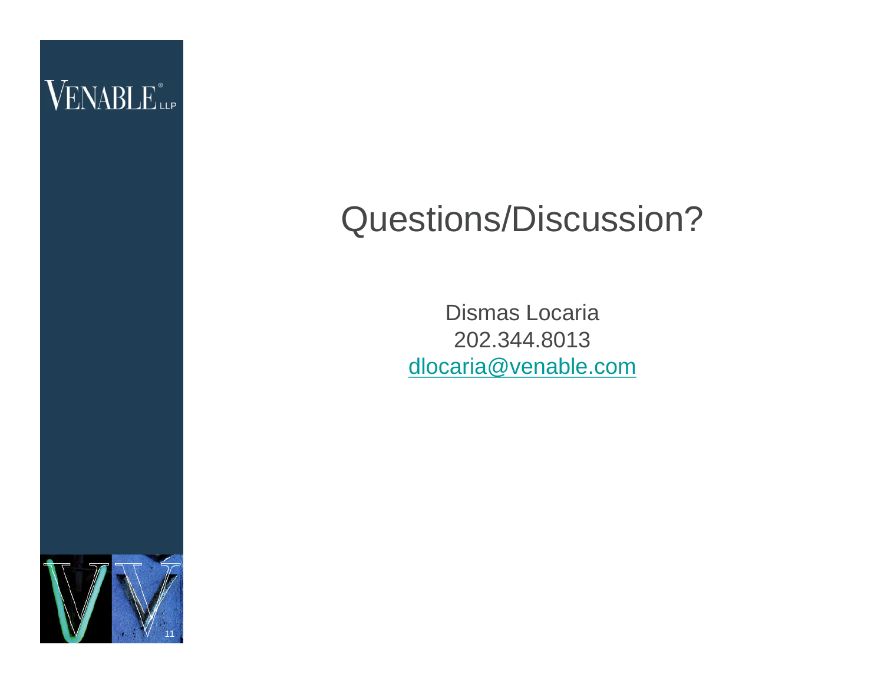# Questions/Discussion?

Dismas Locaria
202.344.8013
dlocaria@venable.com